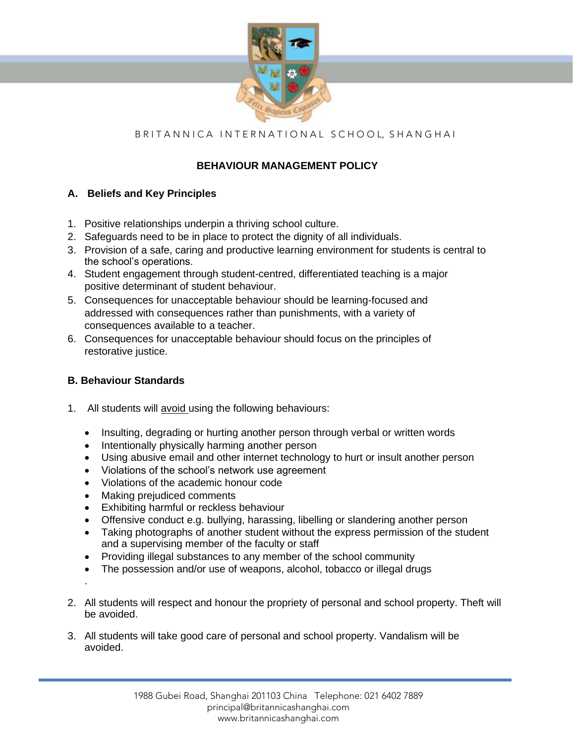BRITANNICA INTERNATIONAL SCHOOL, SHANGHAI

# BEHAVIOUR MANAGEMENT POLICY

## A. Beliefs and Key Principles

1. Positive relationships underpin a thriving school culture.
2. Safeguards need to be in place to protect the dignity of all individuals.
3. Provision of a safe, caring and productive learning environment for students is central to the school's operations.
4. Student engagement through student-centred, differentiated teaching is a major positive determinant of student behaviour.
5. Consequences for unacceptable behaviour should be learning-focused and addressed with consequences rather than punishments, with a variety of consequences available to a teacher.
6. Consequences for unacceptable behaviour should focus on the principles of restorative justice.

## B. Behaviour Standards

1. All students will avoid using the following behaviours:
   - Insulting, degrading or hurting another person through verbal or written words
   - Intentionally physically harming another person
   - Using abusive email and other internet technology to hurt or insult another person
   - Violations of the school's network use agreement
   - Violations of the academic honour code
   - Making prejudiced comments
   - Exhibiting harmful or reckless behaviour
   - Offensive conduct e.g. bullying, harassing, libelling or slandering another person
   - Taking photographs of another student without the express permission of the student and a supervising member of the faculty or staff
   - Providing illegal substances to any member of the school community
   - The possession and/or use of weapons, alcohol, tobacco or illegal drugs

2. All students will respect and honour the propriety of personal and school property. Theft will be avoided.

3. All students will take good care of personal and school property. Vandalism will be avoided.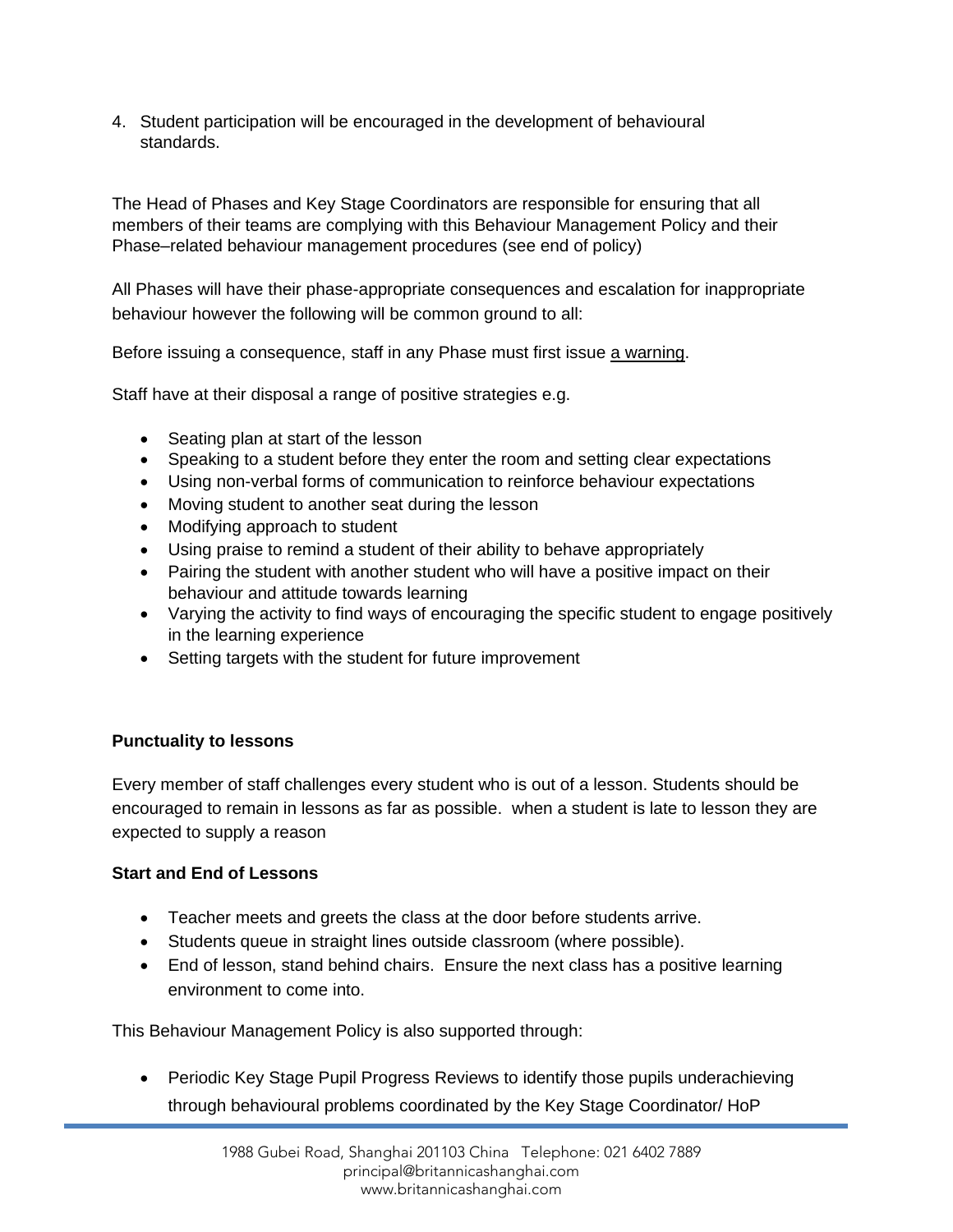4. Student participation will be encouraged in the development of behavioural standards.

The Head of Phases and Key Stage Coordinators are responsible for ensuring that all members of their teams are complying with this Behaviour Management Policy and their Phase–related behaviour management procedures (see end of policy)

All Phases will have their phase-appropriate consequences and escalation for inappropriate behaviour however the following will be common ground to all:

Before issuing a consequence, staff in any Phase must first issue a warning.

Staff have at their disposal a range of positive strategies e.g.

- Seating plan at start of the lesson
- Speaking to a student before they enter the room and setting clear expectations
- Using non-verbal forms of communication to reinforce behaviour expectations
- Moving student to another seat during the lesson
- Modifying approach to student
- Using praise to remind a student of their ability to behave appropriately
- Pairing the student with another student who will have a positive impact on their behaviour and attitude towards learning
- Varying the activity to find ways of encouraging the specific student to engage positively in the learning experience
- Setting targets with the student for future improvement

**Punctuality to lessons**

Every member of staff challenges every student who is out of a lesson. Students should be encouraged to remain in lessons as far as possible. when a student is late to lesson they are expected to supply a reason

**Start and End of Lessons**

- Teacher meets and greets the class at the door before students arrive.
- Students queue in straight lines outside classroom (where possible).
- End of lesson, stand behind chairs. Ensure the next class has a positive learning environment to come into.

This Behaviour Management Policy is also supported through:

- Periodic Key Stage Pupil Progress Reviews to identify those pupils underachieving through behavioural problems coordinated by the Key Stage Coordinator/ HoP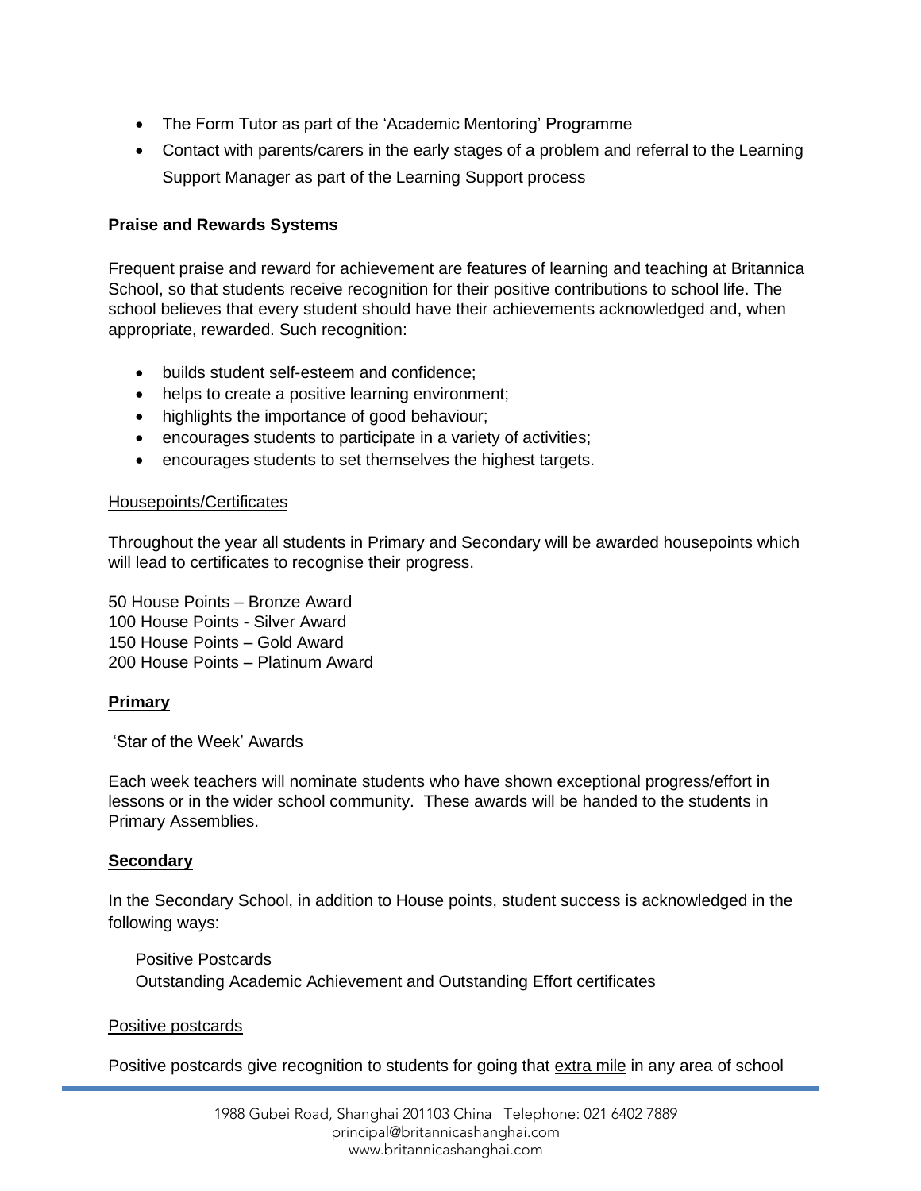- The Form Tutor as part of the 'Academic Mentoring' Programme
- Contact with parents/carers in the early stages of a problem and referral to the Learning Support Manager as part of the Learning Support process

**Praise and Rewards Systems**

Frequent praise and reward for achievement are features of learning and teaching at Britannica School, so that students receive recognition for their positive contributions to school life. The school believes that every student should have their achievements acknowledged and, when appropriate, rewarded. Such recognition:

- builds student self-esteem and confidence;
- helps to create a positive learning environment;
- highlights the importance of good behaviour;
- encourages students to participate in a variety of activities;
- encourages students to set themselves the highest targets.

<u>Housepoints/Certificates</u>

Throughout the year all students in Primary and Secondary will be awarded housepoints which will lead to certificates to recognise their progress.

50 House Points – Bronze Award
100 House Points - Silver Award
150 House Points – Gold Award
200 House Points – Platinum Award

**<u>Primary</u>**

'<u>Star of the Week' Awards</u>

Each week teachers will nominate students who have shown exceptional progress/effort in lessons or in the wider school community. These awards will be handed to the students in Primary Assemblies.

**<u>Secondary</u>**

In the Secondary School, in addition to House points, student success is acknowledged in the following ways:

Positive Postcards
Outstanding Academic Achievement and Outstanding Effort certificates

<u>Positive postcards</u>

Positive postcards give recognition to students for going that <u>extra mile</u> in any area of school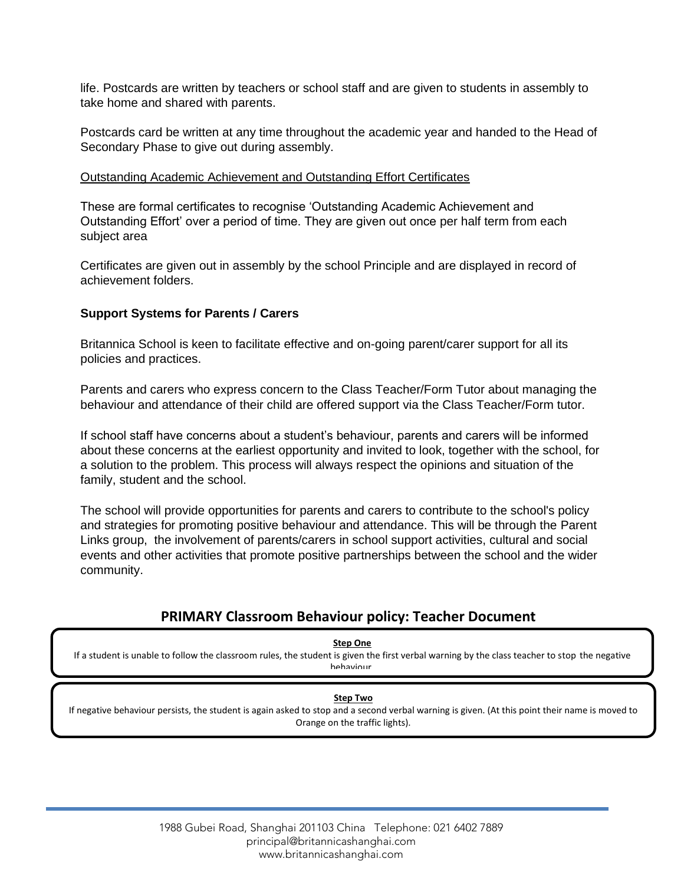life. Postcards are written by teachers or school staff and are given to students in assembly to take home and shared with parents.

Postcards card be written at any time throughout the academic year and handed to the Head of Secondary Phase to give out during assembly.

Outstanding Academic Achievement and Outstanding Effort Certificates

These are formal certificates to recognise 'Outstanding Academic Achievement and Outstanding Effort' over a period of time. They are given out once per half term from each subject area

Certificates are given out in assembly by the school Principle and are displayed in record of achievement folders.

**Support Systems for Parents / Carers**

Britannica School is keen to facilitate effective and on-going parent/carer support for all its policies and practices.

Parents and carers who express concern to the Class Teacher/Form Tutor about managing the behaviour and attendance of their child are offered support via the Class Teacher/Form tutor.

If school staff have concerns about a student's behaviour, parents and carers will be informed about these concerns at the earliest opportunity and invited to look, together with the school, for a solution to the problem. This process will always respect the opinions and situation of the family, student and the school.

The school will provide opportunities for parents and carers to contribute to the school's policy and strategies for promoting positive behaviour and attendance. This will be through the Parent Links group, the involvement of parents/carers in school support activities, cultural and social events and other activities that promote positive partnerships between the school and the wider community.

## PRIMARY Classroom Behaviour policy: Teacher Document

**Step One**

If a student is unable to follow the classroom rules, the student is given the first verbal warning by the class teacher to stop the negative behaviour.

**Step Two**

If negative behaviour persists, the student is again asked to stop and a second verbal warning is given. (At this point their name is moved to Orange on the traffic lights).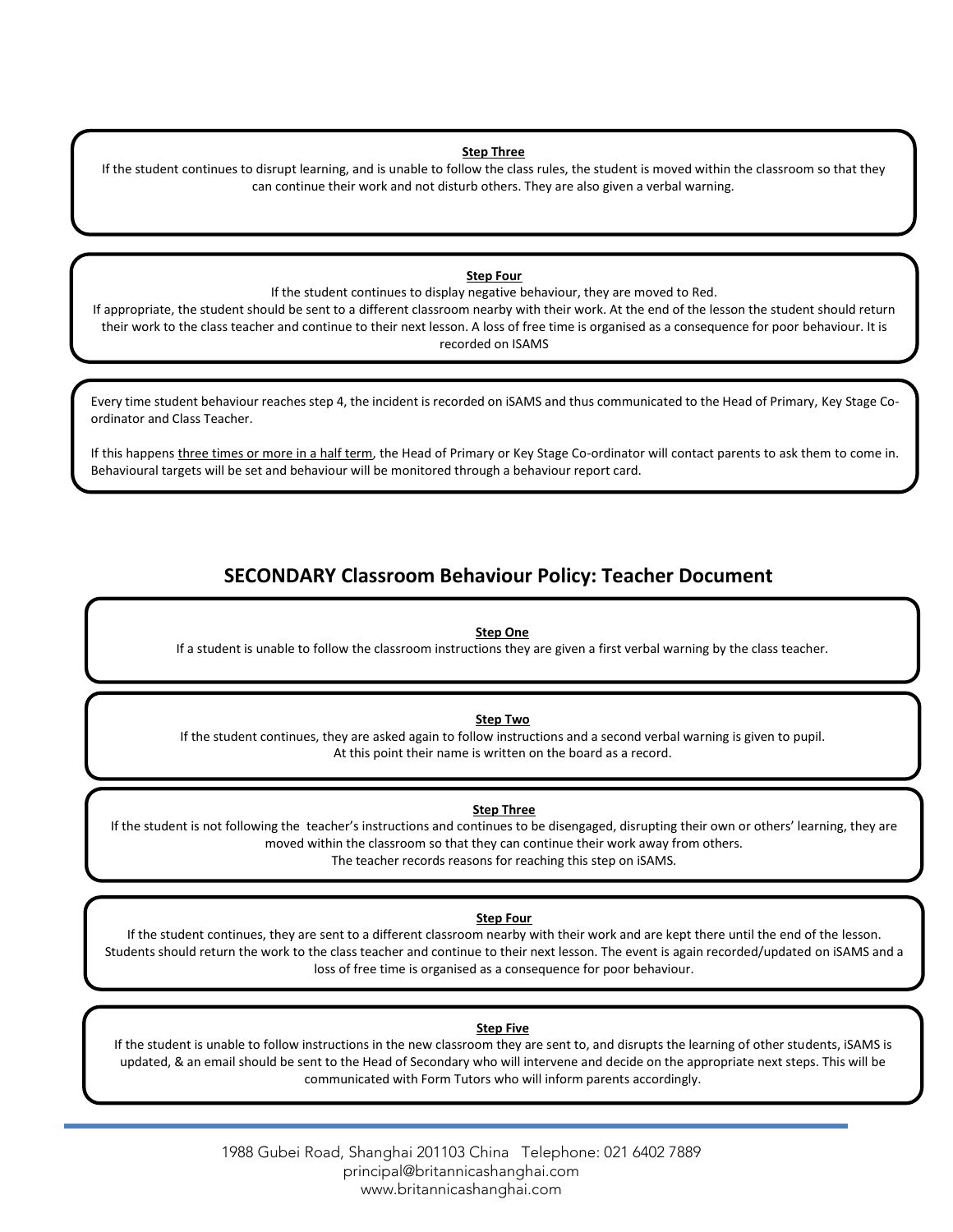**Step Three**

If the student continues to disrupt learning, and is unable to follow the class rules, the student is moved within the classroom so that they can continue their work and not disturb others. They are also given a verbal warning.

**Step Four**

If the student continues to display negative behaviour, they are moved to Red.
If appropriate, the student should be sent to a different classroom nearby with their work. At the end of the lesson the student should return their work to the class teacher and continue to their next lesson. A loss of free time is organised as a consequence for poor behaviour. It is recorded on ISAMS

Every time student behaviour reaches step 4, the incident is recorded on iSAMS and thus communicated to the Head of Primary, Key Stage Co-ordinator and Class Teacher.

If this happens <u>three times or more in a half term</u>, the Head of Primary or Key Stage Co-ordinator will contact parents to ask them to come in. Behavioural targets will be set and behaviour will be monitored through a behaviour report card.

## SECONDARY Classroom Behaviour Policy: Teacher Document

**Step One**

If a student is unable to follow the classroom instructions they are given a first verbal warning by the class teacher.

**Step Two**

If the student continues, they are asked again to follow instructions and a second verbal warning is given to pupil.
At this point their name is written on the board as a record.

**Step Three**

If the student is not following the teacher's instructions and continues to be disengaged, disrupting their own or others' learning, they are moved within the classroom so that they can continue their work away from others.
The teacher records reasons for reaching this step on iSAMS.

**Step Four**

If the student continues, they are sent to a different classroom nearby with their work and are kept there until the end of the lesson. Students should return the work to the class teacher and continue to their next lesson. The event is again recorded/updated on iSAMS and a loss of free time is organised as a consequence for poor behaviour.

**Step Five**

If the student is unable to follow instructions in the new classroom they are sent to, and disrupts the learning of other students, iSAMS is updated, & an email should be sent to the Head of Secondary who will intervene and decide on the appropriate next steps. This will be communicated with Form Tutors who will inform parents accordingly.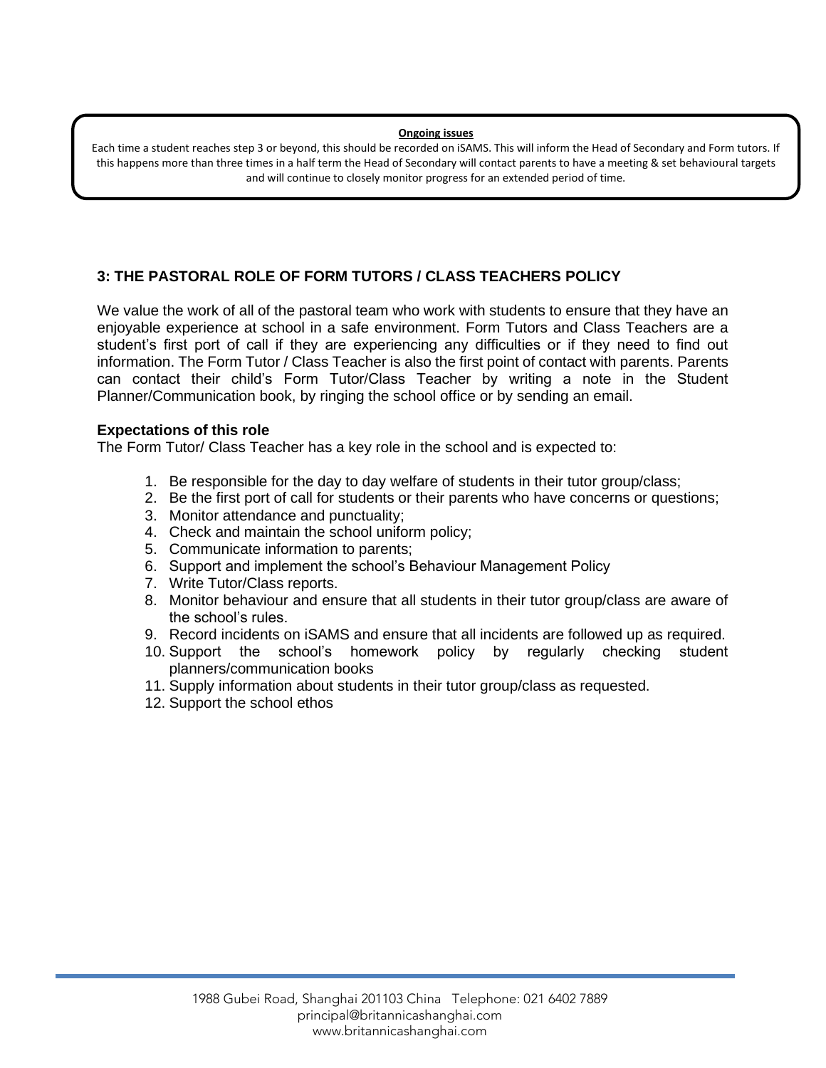**Ongoing issues**

Each time a student reaches step 3 or beyond, this should be recorded on iSAMS. This will inform the Head of Secondary and Form tutors. If this happens more than three times in a half term the Head of Secondary will contact parents to have a meeting & set behavioural targets and will continue to closely monitor progress for an extended period of time.

### 3: THE PASTORAL ROLE OF FORM TUTORS / CLASS TEACHERS POLICY

We value the work of all of the pastoral team who work with students to ensure that they have an enjoyable experience at school in a safe environment. Form Tutors and Class Teachers are a student's first port of call if they are experiencing any difficulties or if they need to find out information. The Form Tutor / Class Teacher is also the first point of contact with parents. Parents can contact their child's Form Tutor/Class Teacher by writing a note in the Student Planner/Communication book, by ringing the school office or by sending an email.

**Expectations of this role**

The Form Tutor/ Class Teacher has a key role in the school and is expected to:

1. Be responsible for the day to day welfare of students in their tutor group/class;
2. Be the first port of call for students or their parents who have concerns or questions;
3. Monitor attendance and punctuality;
4. Check and maintain the school uniform policy;
5. Communicate information to parents;
6. Support and implement the school's Behaviour Management Policy
7. Write Tutor/Class reports.
8. Monitor behaviour and ensure that all students in their tutor group/class are aware of the school's rules.
9. Record incidents on iSAMS and ensure that all incidents are followed up as required.
10. Support the school's homework policy by regularly checking student planners/communication books
11. Supply information about students in their tutor group/class as requested.
12. Support the school ethos